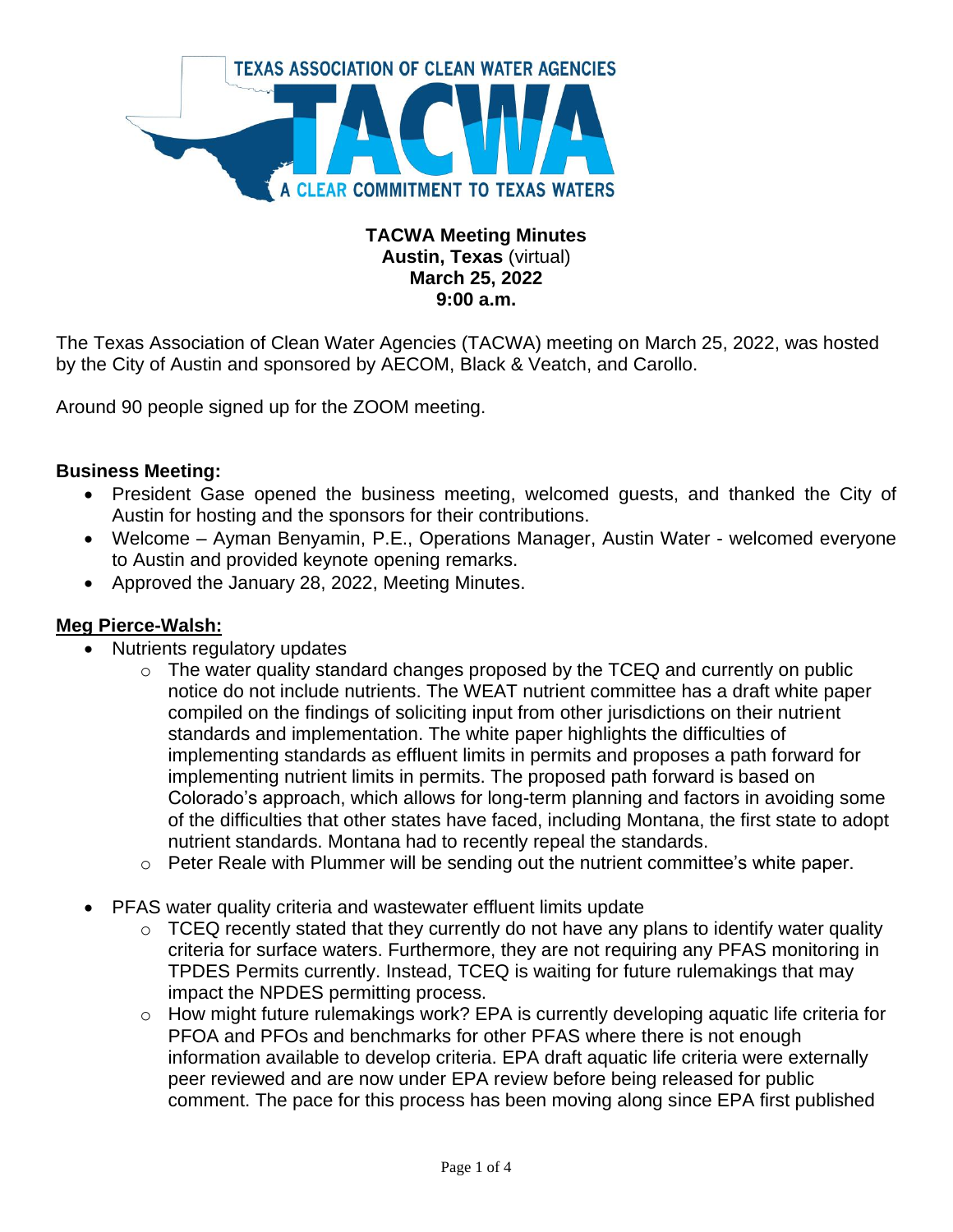# TACWA Meeting Minutes

**Austin, Texas** (virtual)
**March 25, 2022**
**9:00 a.m.**

The Texas Association of Clean Water Agencies (TACWA) meeting on March 25, 2022, was hosted by the City of Austin and sponsored by AECOM, Black & Veatch, and Carollo.

Around 90 people signed up for the ZOOM meeting.

## Business Meeting:

- President Gase opened the business meeting, welcomed guests, and thanked the City of Austin for hosting and the sponsors for their contributions.
- Welcome – Ayman Benyamin, P.E., Operations Manager, Austin Water - welcomed everyone to Austin and provided keynote opening remarks.
- Approved the January 28, 2022, Meeting Minutes.

## Meg Pierce-Walsh:

- Nutrients regulatory updates
  - The water quality standard changes proposed by the TCEQ and currently on public notice do not include nutrients. The WEAT nutrient committee has a draft white paper compiled on the findings of soliciting input from other jurisdictions on their nutrient standards and implementation. The white paper highlights the difficulties of implementing standards as effluent limits in permits and proposes a path forward for implementing nutrient limits in permits. The proposed path forward is based on Colorado's approach, which allows for long-term planning and factors in avoiding some of the difficulties that other states have faced, including Montana, the first state to adopt nutrient standards. Montana had to recently repeal the standards.
  - Peter Reale with Plummer will be sending out the nutrient committee's white paper.
- PFAS water quality criteria and wastewater effluent limits update
  - TCEQ recently stated that they currently do not have any plans to identify water quality criteria for surface waters. Furthermore, they are not requiring any PFAS monitoring in TPDES Permits currently. Instead, TCEQ is waiting for future rulemakings that may impact the NPDES permitting process.
  - How might future rulemakings work? EPA is currently developing aquatic life criteria for PFOA and PFOs and benchmarks for other PFAS where there is not enough information available to develop criteria. EPA draft aquatic life criteria were externally peer reviewed and are now under EPA review before being released for public comment. The pace for this process has been moving along since EPA first published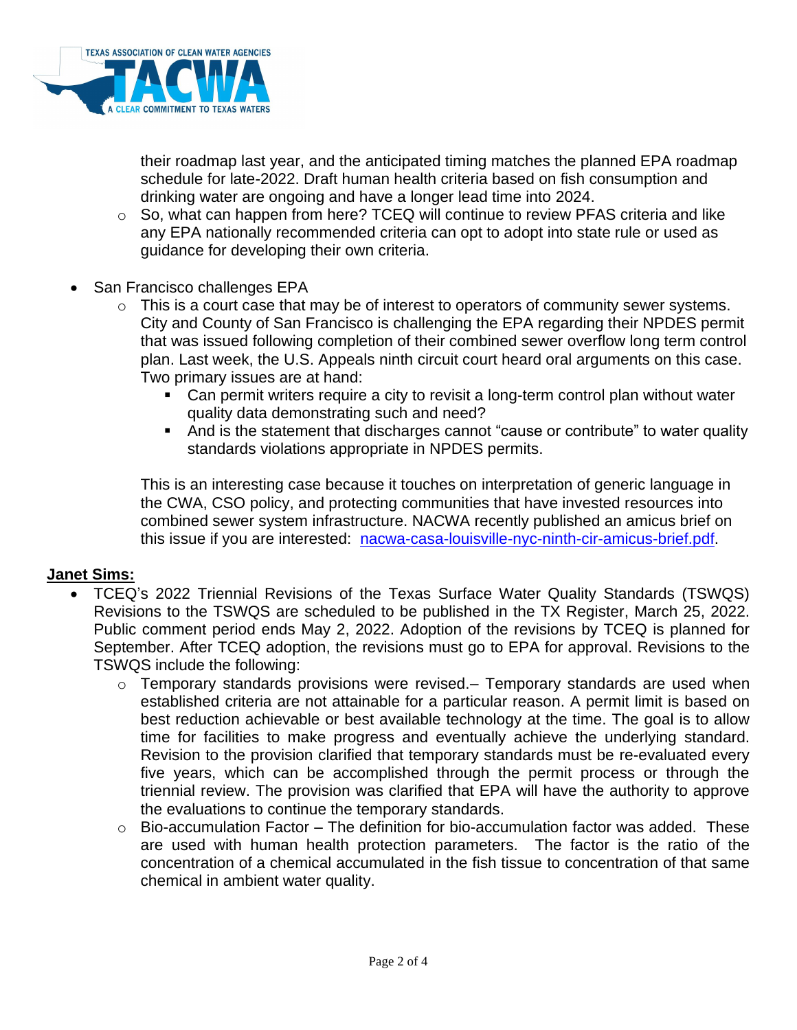their roadmap last year, and the anticipated timing matches the planned EPA roadmap schedule for late-2022. Draft human health criteria based on fish consumption and drinking water are ongoing and have a longer lead time into 2024.

  - So, what can happen from here? TCEQ will continue to review PFAS criteria and like any EPA nationally recommended criteria can opt to adopt into state rule or used as guidance for developing their own criteria.

- San Francisco challenges EPA
  - This is a court case that may be of interest to operators of community sewer systems. City and County of San Francisco is challenging the EPA regarding their NPDES permit that was issued following completion of their combined sewer overflow long term control plan. Last week, the U.S. Appeals ninth circuit court heard oral arguments on this case. Two primary issues are at hand:
    - Can permit writers require a city to revisit a long-term control plan without water quality data demonstrating such and need?
    - And is the statement that discharges cannot "cause or contribute" to water quality standards violations appropriate in NPDES permits.

    This is an interesting case because it touches on interpretation of generic language in the CWA, CSO policy, and protecting communities that have invested resources into combined sewer system infrastructure. NACWA recently published an amicus brief on this issue if you are interested: nacwa-casa-louisville-nyc-ninth-cir-amicus-brief.pdf.

**Janet Sims:**

- TCEQ's 2022 Triennial Revisions of the Texas Surface Water Quality Standards (TSWQS) Revisions to the TSWQS are scheduled to be published in the TX Register, March 25, 2022. Public comment period ends May 2, 2022. Adoption of the revisions by TCEQ is planned for September. After TCEQ adoption, the revisions must go to EPA for approval. Revisions to the TSWQS include the following:
  - Temporary standards provisions were revised.– Temporary standards are used when established criteria are not attainable for a particular reason. A permit limit is based on best reduction achievable or best available technology at the time. The goal is to allow time for facilities to make progress and eventually achieve the underlying standard. Revision to the provision clarified that temporary standards must be re-evaluated every five years, which can be accomplished through the permit process or through the triennial review. The provision was clarified that EPA will have the authority to approve the evaluations to continue the temporary standards.
  - Bio-accumulation Factor – The definition for bio-accumulation factor was added. These are used with human health protection parameters. The factor is the ratio of the concentration of a chemical accumulated in the fish tissue to concentration of that same chemical in ambient water quality.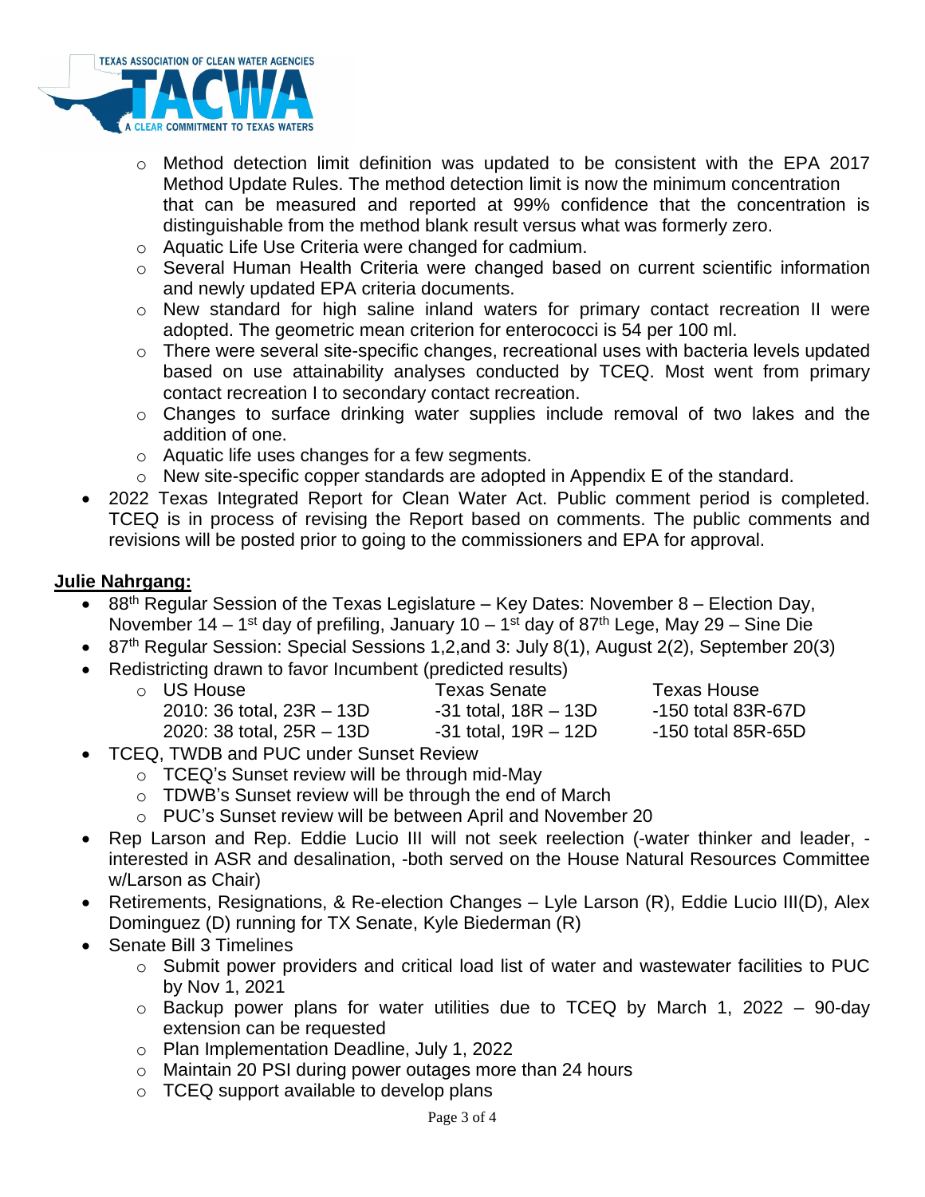- Method detection limit definition was updated to be consistent with the EPA 2017 Method Update Rules. The method detection limit is now the minimum concentration that can be measured and reported at 99% confidence that the concentration is distinguishable from the method blank result versus what was formerly zero.
- Aquatic Life Use Criteria were changed for cadmium.
- Several Human Health Criteria were changed based on current scientific information and newly updated EPA criteria documents.
- New standard for high saline inland waters for primary contact recreation II were adopted. The geometric mean criterion for enterococci is 54 per 100 ml.
- There were several site-specific changes, recreational uses with bacteria levels updated based on use attainability analyses conducted by TCEQ. Most went from primary contact recreation I to secondary contact recreation.
- Changes to surface drinking water supplies include removal of two lakes and the addition of one.
- Aquatic life uses changes for a few segments.
- New site-specific copper standards are adopted in Appendix E of the standard.

- 2022 Texas Integrated Report for Clean Water Act. Public comment period is completed. TCEQ is in process of revising the Report based on comments. The public comments and revisions will be posted prior to going to the commissioners and EPA for approval.

**Julie Nahrgang:**

- 88th Regular Session of the Texas Legislature – Key Dates: November 8 – Election Day, November 14 – 1st day of prefiling, January 10 – 1st day of 87th Lege, May 29 – Sine Die
- 87th Regular Session: Special Sessions 1,2,and 3: July 8(1), August 2(2), September 20(3)
- Redistricting drawn to favor Incumbent (predicted results)

| US House | Texas Senate | Texas House |
|---|---|---|
| 2010: 36 total, 23R – 13D | -31 total, 18R – 13D | -150 total 83R-67D |
| 2020: 38 total, 25R – 13D | -31 total, 19R – 12D | -150 total 85R-65D |

- TCEQ, TWDB and PUC under Sunset Review
  - TCEQ's Sunset review will be through mid-May
  - TDWB's Sunset review will be through the end of March
  - PUC's Sunset review will be between April and November 20
- Rep Larson and Rep. Eddie Lucio III will not seek reelection (-water thinker and leader, -interested in ASR and desalination, -both served on the House Natural Resources Committee w/Larson as Chair)
- Retirements, Resignations, & Re-election Changes – Lyle Larson (R), Eddie Lucio III(D), Alex Dominguez (D) running for TX Senate, Kyle Biederman (R)
- Senate Bill 3 Timelines
  - Submit power providers and critical load list of water and wastewater facilities to PUC by Nov 1, 2021
  - Backup power plans for water utilities due to TCEQ by March 1, 2022 – 90-day extension can be requested
  - Plan Implementation Deadline, July 1, 2022
  - Maintain 20 PSI during power outages more than 24 hours
  - TCEQ support available to develop plans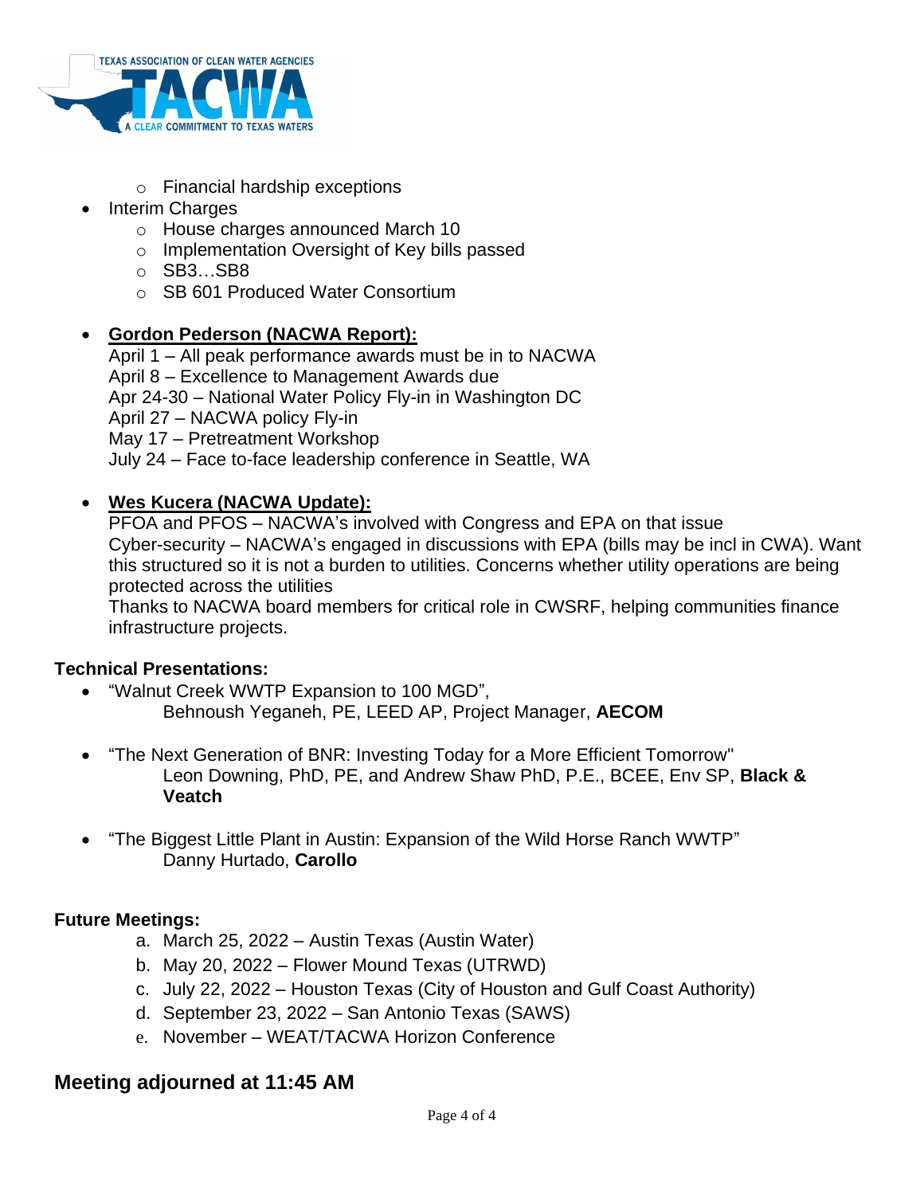- Financial hardship exceptions
- Interim Charges
  - House charges announced March 10
  - Implementation Oversight of Key bills passed
  - SB3…SB8
  - SB 601 Produced Water Consortium

- **Gordon Pederson (NACWA Report):**
  April 1 – All peak performance awards must be in to NACWA
  April 8 – Excellence to Management Awards due
  Apr 24-30 – National Water Policy Fly-in in Washington DC
  April 27 – NACWA policy Fly-in
  May 17 – Pretreatment Workshop
  July 24 – Face to-face leadership conference in Seattle, WA

- **Wes Kucera (NACWA Update):**
  PFOA and PFOS – NACWA's involved with Congress and EPA on that issue
  Cyber-security – NACWA's engaged in discussions with EPA (bills may be incl in CWA). Want this structured so it is not a burden to utilities. Concerns whether utility operations are being protected across the utilities
  Thanks to NACWA board members for critical role in CWSRF, helping communities finance infrastructure projects.

**Technical Presentations:**

- "Walnut Creek WWTP Expansion to 100 MGD",
  Behnoush Yeganeh, PE, LEED AP, Project Manager, **AECOM**

- "The Next Generation of BNR: Investing Today for a More Efficient Tomorrow"
  Leon Downing, PhD, PE, and Andrew Shaw PhD, P.E., BCEE, Env SP, **Black & Veatch**

- "The Biggest Little Plant in Austin: Expansion of the Wild Horse Ranch WWTP"
  Danny Hurtado, **Carollo**

**Future Meetings:**

a. March 25, 2022 – Austin Texas (Austin Water)
b. May 20, 2022 – Flower Mound Texas (UTRWD)
c. July 22, 2022 – Houston Texas (City of Houston and Gulf Coast Authority)
d. September 23, 2022 – San Antonio Texas (SAWS)
e. November – WEAT/TACWA Horizon Conference

## Meeting adjourned at 11:45 AM